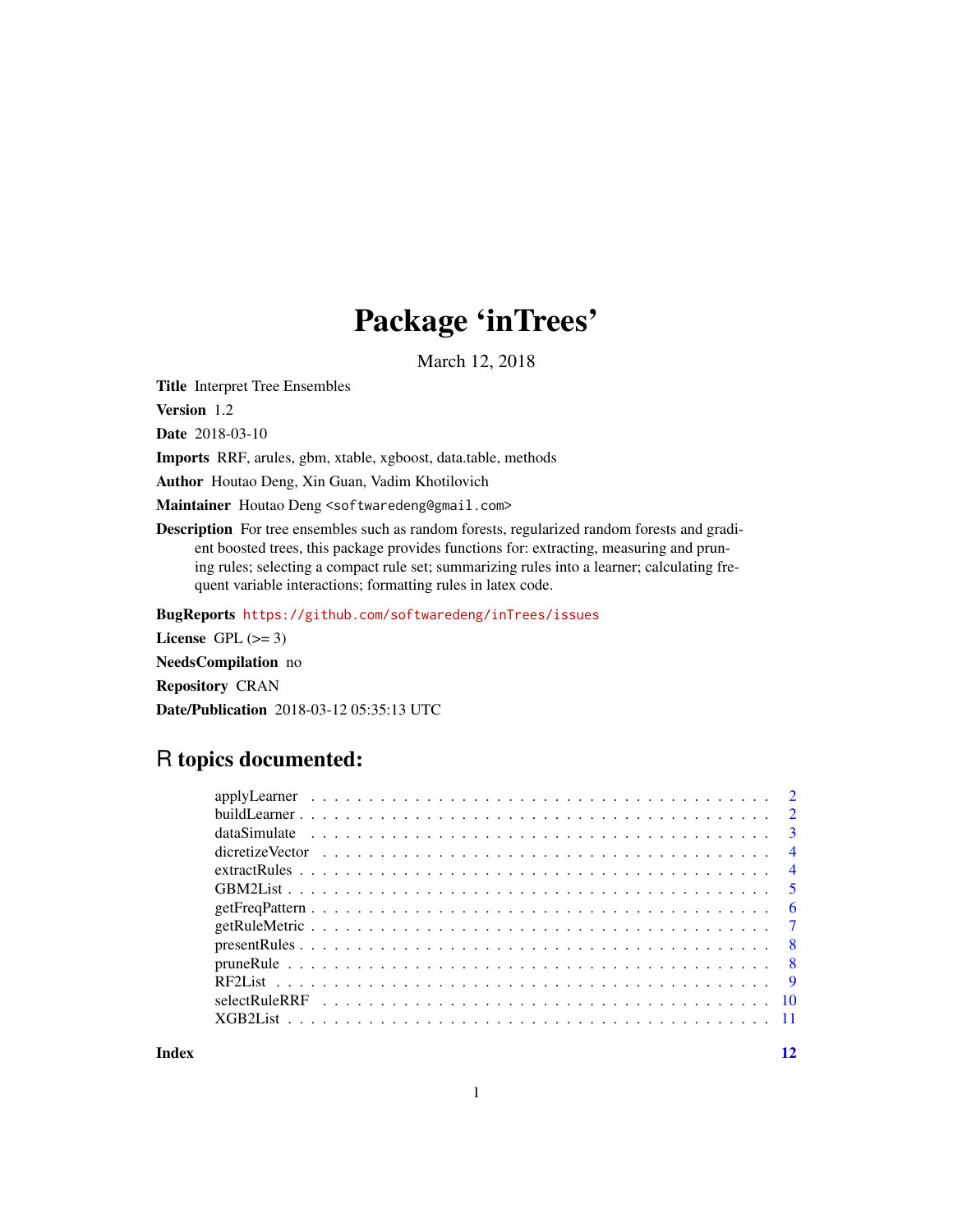# Package 'inTrees'

March 12, 2018

**Title** Interpret Tree Ensembles

**Version** 1.2

**Date** 2018-03-10

**Imports** RRF, arules, gbm, xtable, xgboost, data.table, methods

**Author** Houtao Deng, Xin Guan, Vadim Khotilovich

**Maintainer** Houtao Deng <softwaredeng@gmail.com>

**Description** For tree ensembles such as random forests, regularized random forests and gradient boosted trees, this package provides functions for: extracting, measuring and pruning rules; selecting a compact rule set; summarizing rules into a learner; calculating frequent variable interactions; formatting rules in latex code.

**BugReports** https://github.com/softwaredeng/inTrees/issues

**License** GPL (>= 3)

**NeedsCompilation** no

**Repository** CRAN

**Date/Publication** 2018-03-12 05:35:13 UTC

## R topics documented:

| | |
|---|---|
| applyLearner | 2 |
| buildLearner | 2 |
| dataSimulate | 3 |
| dicretizeVector | 4 |
| extractRules | 4 |
| GBM2List | 5 |
| getFreqPattern | 6 |
| getRuleMetric | 7 |
| presentRules | 8 |
| pruneRule | 8 |
| RF2List | 9 |
| selectRuleRRF | 10 |
| XGB2List | 11 |

**Index** **12**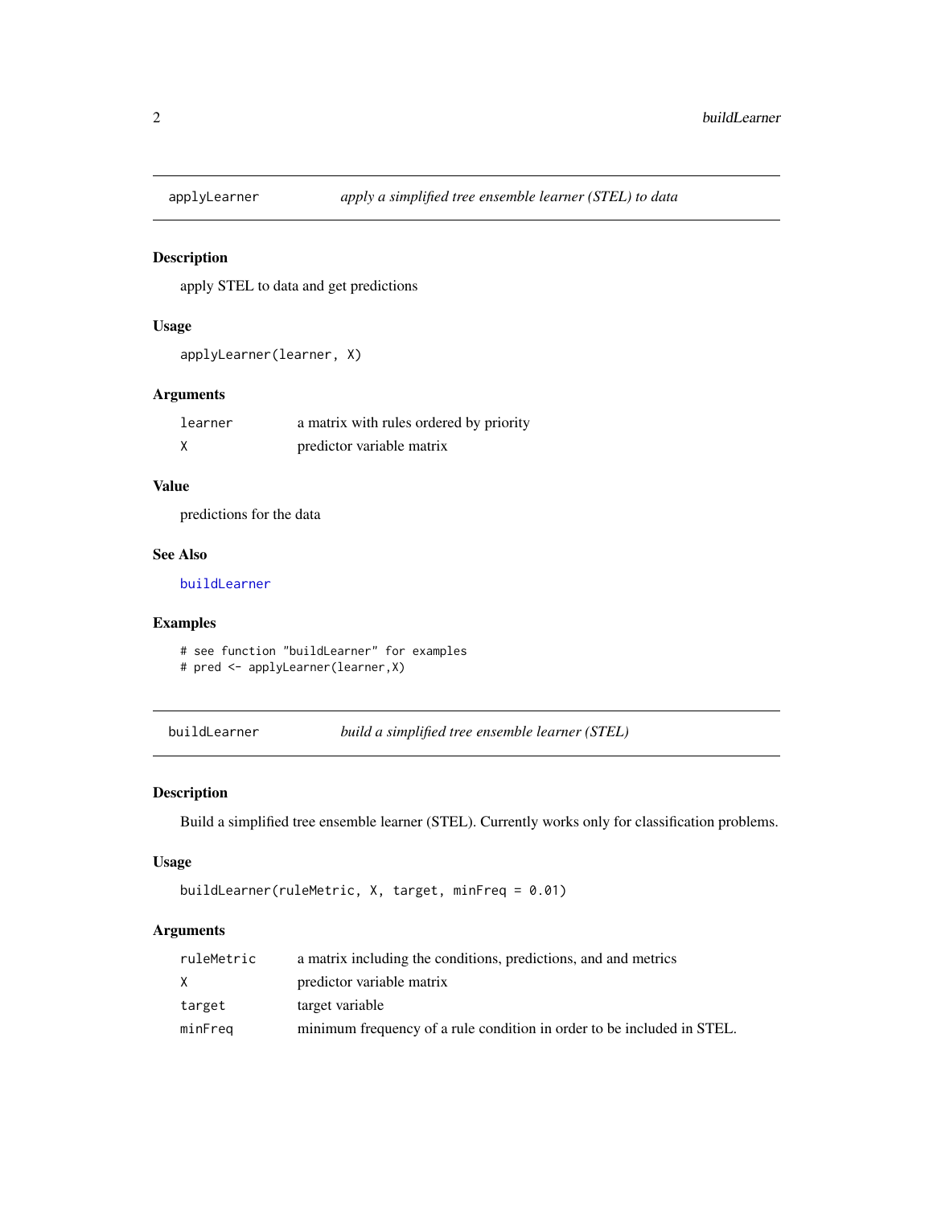## applyLearner — *apply a simplified tree ensemble learner (STEL) to data*

### Description

apply STEL to data and get predictions

### Usage

```
applyLearner(learner, X)
```

### Arguments

| | |
|---|---|
| `learner` | a matrix with rules ordered by priority |
| `X` | predictor variable matrix |

### Value

predictions for the data

### See Also

`buildLearner`

### Examples

```
# see function "buildLearner" for examples
# pred <- applyLearner(learner,X)
```

## buildLearner — *build a simplified tree ensemble learner (STEL)*

### Description

Build a simplified tree ensemble learner (STEL). Currently works only for classification problems.

### Usage

```
buildLearner(ruleMetric, X, target, minFreq = 0.01)
```

### Arguments

| | |
|---|---|
| `ruleMetric` | a matrix including the conditions, predictions, and and metrics |
| `X` | predictor variable matrix |
| `target` | target variable |
| `minFreq` | minimum frequency of a rule condition in order to be included in STEL. |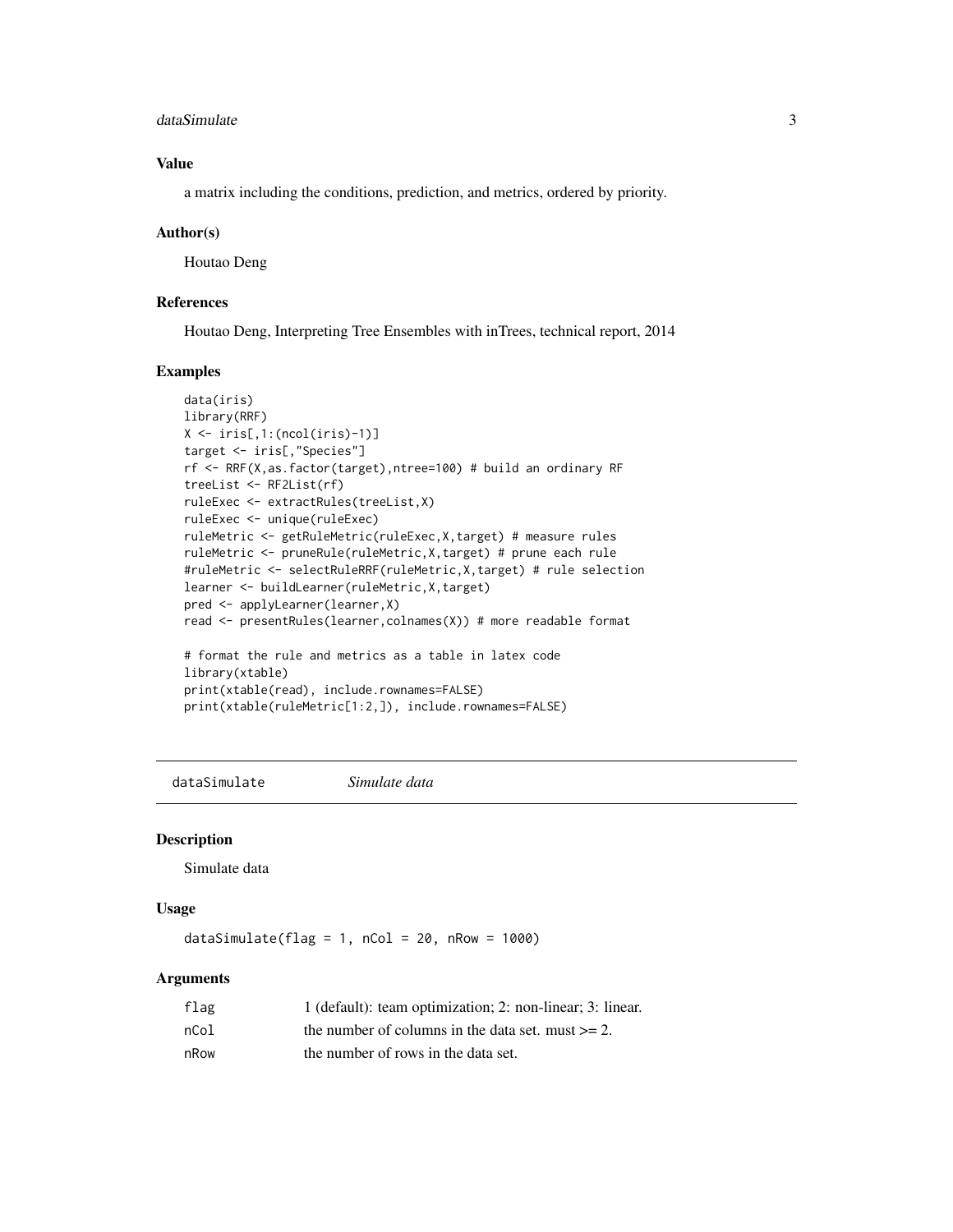### Value

a matrix including the conditions, prediction, and metrics, ordered by priority.

### Author(s)

Houtao Deng

### References

Houtao Deng, Interpreting Tree Ensembles with inTrees, technical report, 2014

### Examples

```
data(iris)
library(RRF)
X <- iris[,1:(ncol(iris)-1)]
target <- iris[,"Species"]
rf <- RRF(X,as.factor(target),ntree=100) # build an ordinary RF
treeList <- RF2List(rf)
ruleExec <- extractRules(treeList,X)
ruleExec <- unique(ruleExec)
ruleMetric <- getRuleMetric(ruleExec,X,target) # measure rules
ruleMetric <- pruneRule(ruleMetric,X,target) # prune each rule
#ruleMetric <- selectRuleRRF(ruleMetric,X,target) # rule selection
learner <- buildLearner(ruleMetric,X,target)
pred <- applyLearner(learner,X)
read <- presentRules(learner,colnames(X)) # more readable format

# format the rule and metrics as a table in latex code
library(xtable)
print(xtable(read), include.rownames=FALSE)
print(xtable(ruleMetric[1:2,]), include.rownames=FALSE)
```

---

## dataSimulate *Simulate data*

### Description

Simulate data

### Usage

```
dataSimulate(flag = 1, nCol = 20, nRow = 1000)
```

### Arguments

| | |
|---|---|
| flag | 1 (default): team optimization; 2: non-linear; 3: linear. |
| nCol | the number of columns in the data set. must >= 2. |
| nRow | the number of rows in the data set. |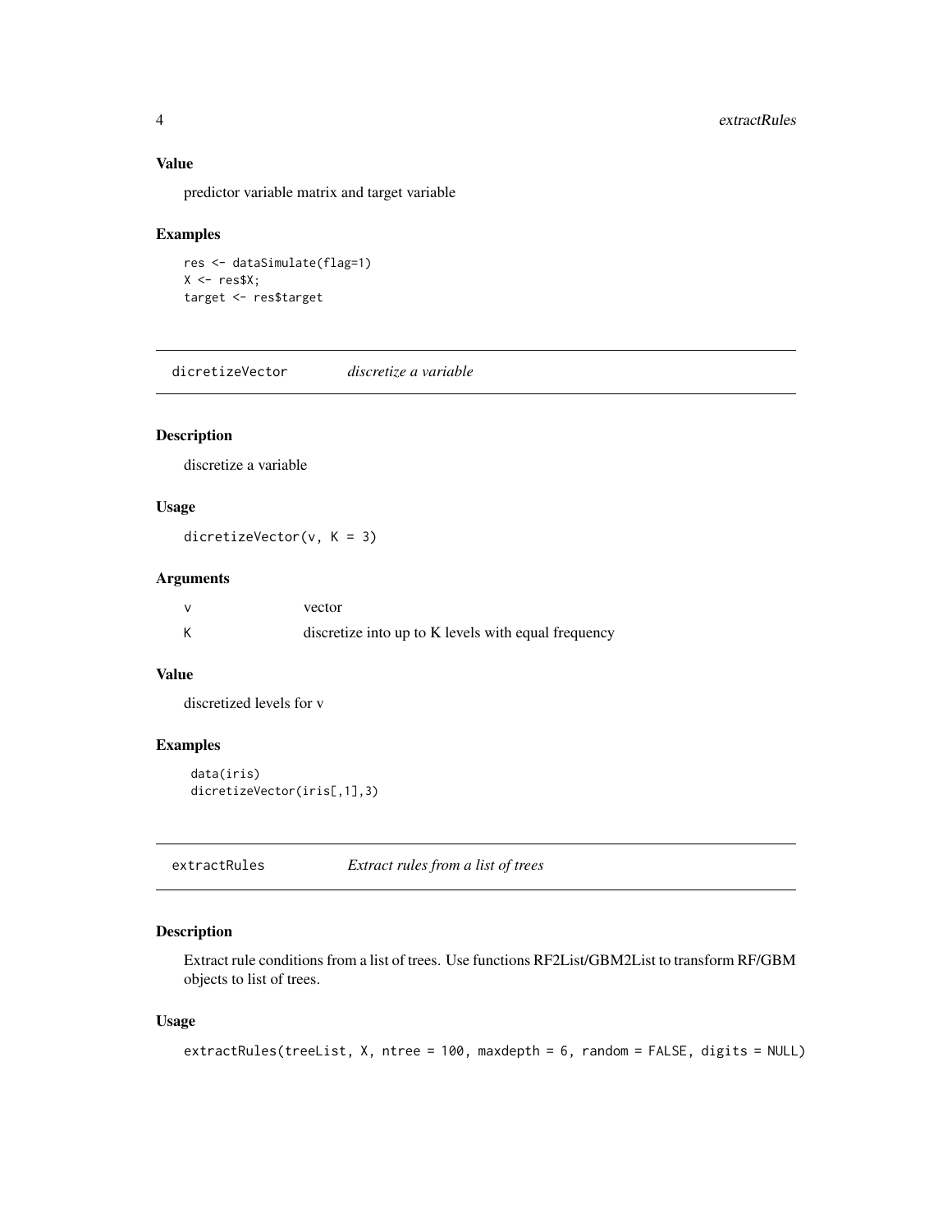### Value

predictor variable matrix and target variable

### Examples

```
res <- dataSimulate(flag=1)
X <- res$X;
target <- res$target
```

## dicretizeVector *discretize a variable*

### Description

discretize a variable

### Usage

```
dicretizeVector(v, K = 3)
```

### Arguments

| | |
|---|---|
| v | vector |
| K | discretize into up to K levels with equal frequency |

### Value

discretized levels for v

### Examples

```
 data(iris)
 dicretizeVector(iris[,1],3)
```

## extractRules *Extract rules from a list of trees*

### Description

Extract rule conditions from a list of trees. Use functions RF2List/GBM2List to transform RF/GBM objects to list of trees.

### Usage

```
extractRules(treeList, X, ntree = 100, maxdepth = 6, random = FALSE, digits = NULL)
```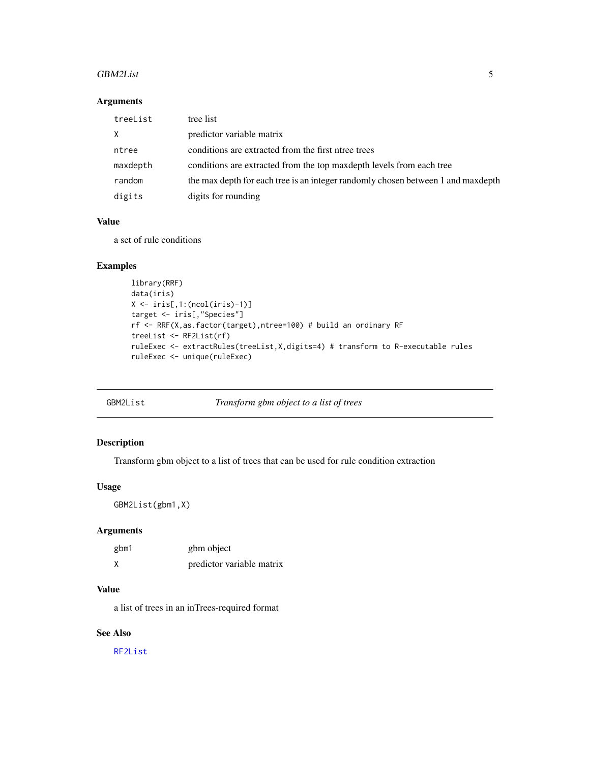## Arguments

| | |
|---|---|
| `treeList` | tree list |
| `X` | predictor variable matrix |
| `ntree` | conditions are extracted from the first ntree trees |
| `maxdepth` | conditions are extracted from the top maxdepth levels from each tree |
| `random` | the max depth for each tree is an integer randomly chosen between 1 and maxdepth |
| `digits` | digits for rounding |

## Value

a set of rule conditions

## Examples

```
library(RRF)
data(iris)
X <- iris[,1:(ncol(iris)-1)]
target <- iris[,"Species"]
rf <- RRF(X,as.factor(target),ntree=100) # build an ordinary RF
treeList <- RF2List(rf)
ruleExec <- extractRules(treeList,X,digits=4) # transform to R-executable rules
ruleExec <- unique(ruleExec)
```

---

# GBM2List *Transform gbm object to a list of trees*

---

## Description

Transform gbm object to a list of trees that can be used for rule condition extraction

## Usage

```
GBM2List(gbm1,X)
```

## Arguments

| | |
|---|---|
| `gbm1` | gbm object |
| `X` | predictor variable matrix |

## Value

a list of trees in an inTrees-required format

## See Also

RF2List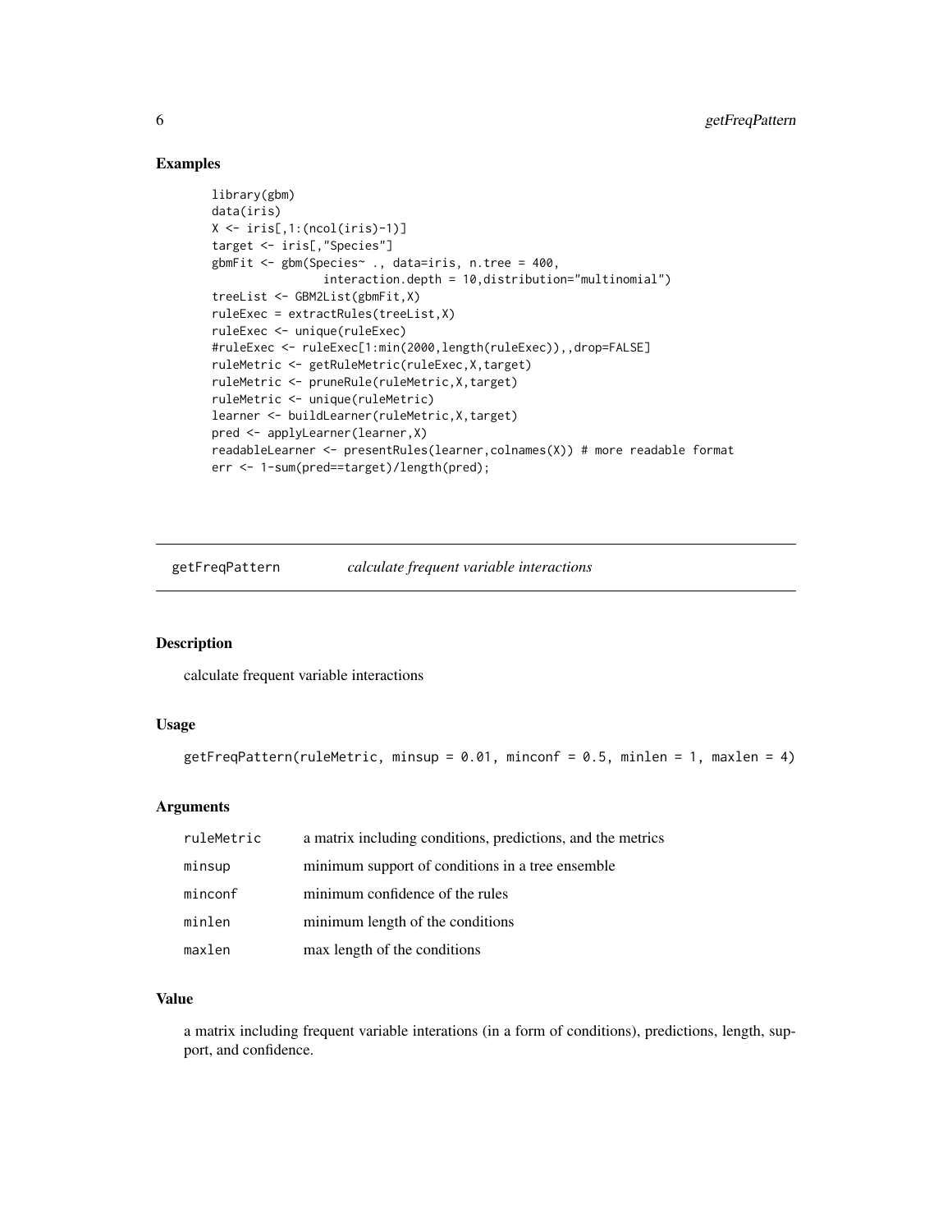## Examples

```
library(gbm)
data(iris)
X <- iris[,1:(ncol(iris)-1)]
target <- iris[,"Species"]
gbmFit <- gbm(Species~ ., data=iris, n.tree = 400,
                interaction.depth = 10,distribution="multinomial")
treeList <- GBM2List(gbmFit,X)
ruleExec = extractRules(treeList,X)
ruleExec <- unique(ruleExec)
#ruleExec <- ruleExec[1:min(2000,length(ruleExec)),,drop=FALSE]
ruleMetric <- getRuleMetric(ruleExec,X,target)
ruleMetric <- pruneRule(ruleMetric,X,target)
ruleMetric <- unique(ruleMetric)
learner <- buildLearner(ruleMetric,X,target)
pred <- applyLearner(learner,X)
readableLearner <- presentRules(learner,colnames(X)) # more readable format
err <- 1-sum(pred==target)/length(pred);
```

---

# getFreqPattern *calculate frequent variable interactions*

## Description

calculate frequent variable interactions

## Usage

```
getFreqPattern(ruleMetric, minsup = 0.01, minconf = 0.5, minlen = 1, maxlen = 4)
```

## Arguments

| | |
|---|---|
| ruleMetric | a matrix including conditions, predictions, and the metrics |
| minsup | minimum support of conditions in a tree ensemble |
| minconf | minimum confidence of the rules |
| minlen | minimum length of the conditions |
| maxlen | max length of the conditions |

## Value

a matrix including frequent variable interations (in a form of conditions), predictions, length, support, and confidence.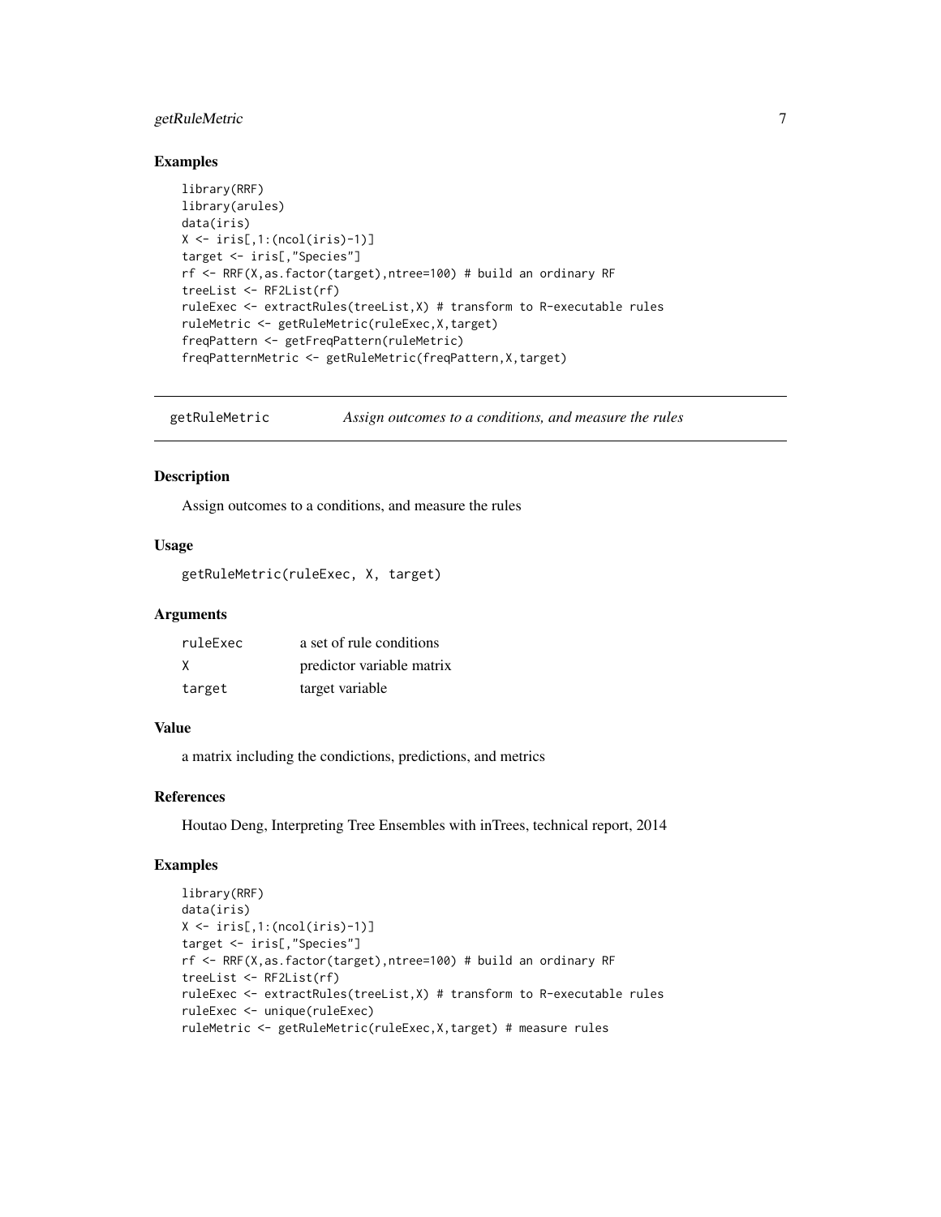### Examples

```
library(RRF)
library(arules)
data(iris)
X <- iris[,1:(ncol(iris)-1)]
target <- iris[,"Species"]
rf <- RRF(X,as.factor(target),ntree=100) # build an ordinary RF
treeList <- RF2List(rf)
ruleExec <- extractRules(treeList,X) # transform to R-executable rules
ruleMetric <- getRuleMetric(ruleExec,X,target)
freqPattern <- getFreqPattern(ruleMetric)
freqPatternMetric <- getRuleMetric(freqPattern,X,target)
```

---

## getRuleMetric    *Assign outcomes to a conditions, and measure the rules*

---

### Description

Assign outcomes to a conditions, and measure the rules

### Usage

```
getRuleMetric(ruleExec, X, target)
```

### Arguments

| | |
|---|---|
| `ruleExec` | a set of rule conditions |
| `X` | predictor variable matrix |
| `target` | target variable |

### Value

a matrix including the condictions, predictions, and metrics

### References

Houtao Deng, Interpreting Tree Ensembles with inTrees, technical report, 2014

### Examples

```
library(RRF)
data(iris)
X <- iris[,1:(ncol(iris)-1)]
target <- iris[,"Species"]
rf <- RRF(X,as.factor(target),ntree=100) # build an ordinary RF
treeList <- RF2List(rf)
ruleExec <- extractRules(treeList,X) # transform to R-executable rules
ruleExec <- unique(ruleExec)
ruleMetric <- getRuleMetric(ruleExec,X,target) # measure rules
```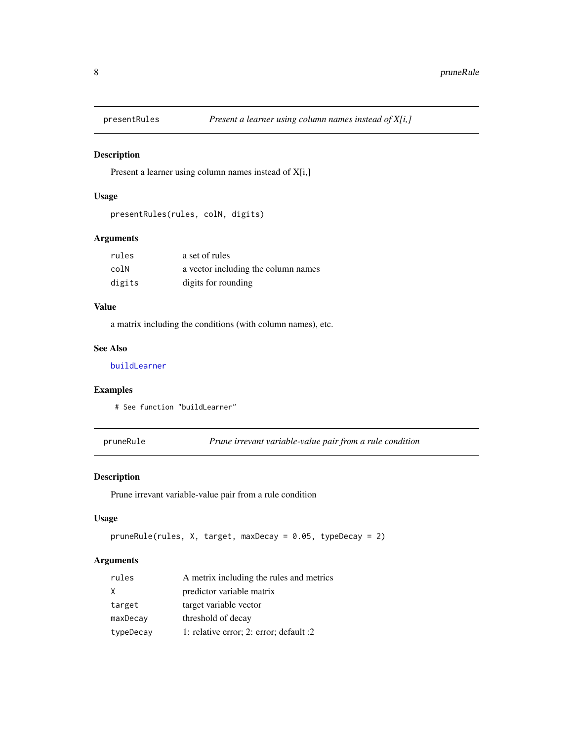## presentRules — *Present a learner using column names instead of X[i,]*

### Description

Present a learner using column names instead of X[i,]

### Usage

```
presentRules(rules, colN, digits)
```

### Arguments

| | |
|---|---|
| `rules` | a set of rules |
| `colN` | a vector including the column names |
| `digits` | digits for rounding |

### Value

a matrix including the conditions (with column names), etc.

### See Also

`buildLearner`

### Examples

```
# See function "buildLearner"
```

## pruneRule — *Prune irrevant variable-value pair from a rule condition*

### Description

Prune irrevant variable-value pair from a rule condition

### Usage

```
pruneRule(rules, X, target, maxDecay = 0.05, typeDecay = 2)
```

### Arguments

| | |
|---|---|
| `rules` | A metrix including the rules and metrics |
| `X` | predictor variable matrix |
| `target` | target variable vector |
| `maxDecay` | threshold of decay |
| `typeDecay` | 1: relative error; 2: error; default :2 |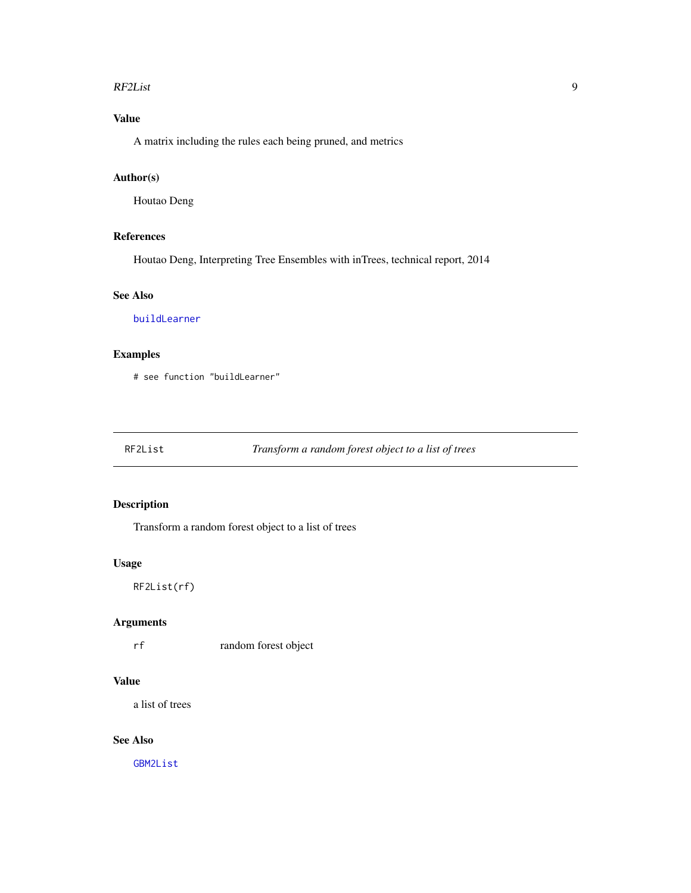## Value

A matrix including the rules each being pruned, and metrics

## Author(s)

Houtao Deng

## References

Houtao Deng, Interpreting Tree Ensembles with inTrees, technical report, 2014

## See Also

`buildLearner`

## Examples

```
# see function "buildLearner"
```

---

# RF2List — *Transform a random forest object to a list of trees*

## Description

Transform a random forest object to a list of trees

## Usage

```
RF2List(rf)
```

## Arguments

| | |
|---|---|
| `rf` | random forest object |

## Value

a list of trees

## See Also

`GBM2List`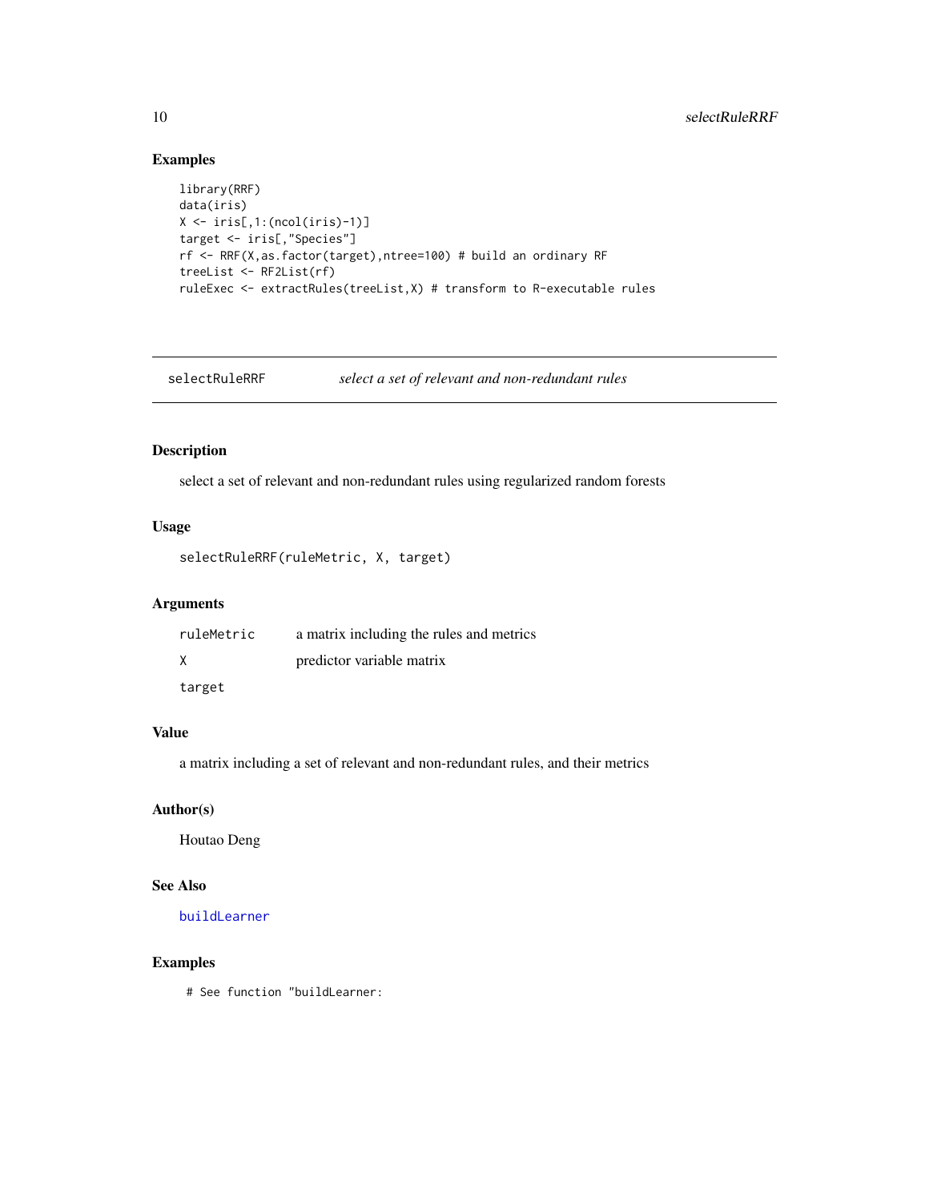## Examples

```
library(RRF)
data(iris)
X <- iris[,1:(ncol(iris)-1)]
target <- iris[,"Species"]
rf <- RRF(X,as.factor(target),ntree=100) # build an ordinary RF
treeList <- RF2List(rf)
ruleExec <- extractRules(treeList,X) # transform to R-executable rules
```

---

# selectRuleRRF — *select a set of relevant and non-redundant rules*

---

## Description

select a set of relevant and non-redundant rules using regularized random forests

## Usage

```
selectRuleRRF(ruleMetric, X, target)
```

## Arguments

| | |
|---|---|
| ruleMetric | a matrix including the rules and metrics |
| X | predictor variable matrix |
| target | |

## Value

a matrix including a set of relevant and non-redundant rules, and their metrics

## Author(s)

Houtao Deng

## See Also

buildLearner

## Examples

```
 # See function "buildLearner:
```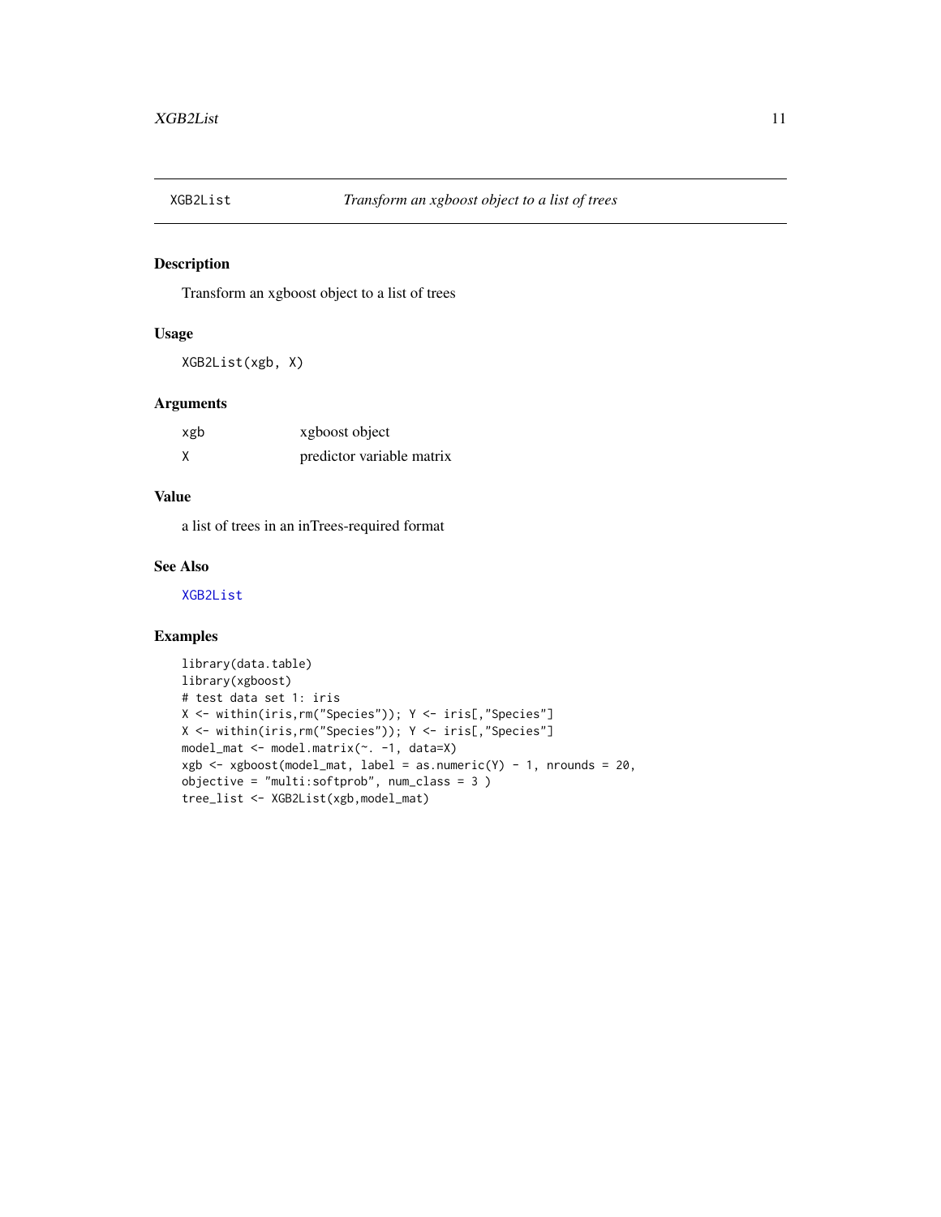# XGB2List — *Transform an xgboost object to a list of trees*

## Description

Transform an xgboost object to a list of trees

## Usage

```
XGB2List(xgb, X)
```

## Arguments

| | |
|---|---|
| xgb | xgboost object |
| X | predictor variable matrix |

## Value

a list of trees in an inTrees-required format

## See Also

XGB2List

## Examples

```
library(data.table)
library(xgboost)
# test data set 1: iris
X <- within(iris,rm("Species")); Y <- iris[,"Species"]
X <- within(iris,rm("Species")); Y <- iris[,"Species"]
model_mat <- model.matrix(~. -1, data=X)
xgb <- xgboost(model_mat, label = as.numeric(Y) - 1, nrounds = 20,
objective = "multi:softprob", num_class = 3 )
tree_list <- XGB2List(xgb,model_mat)
```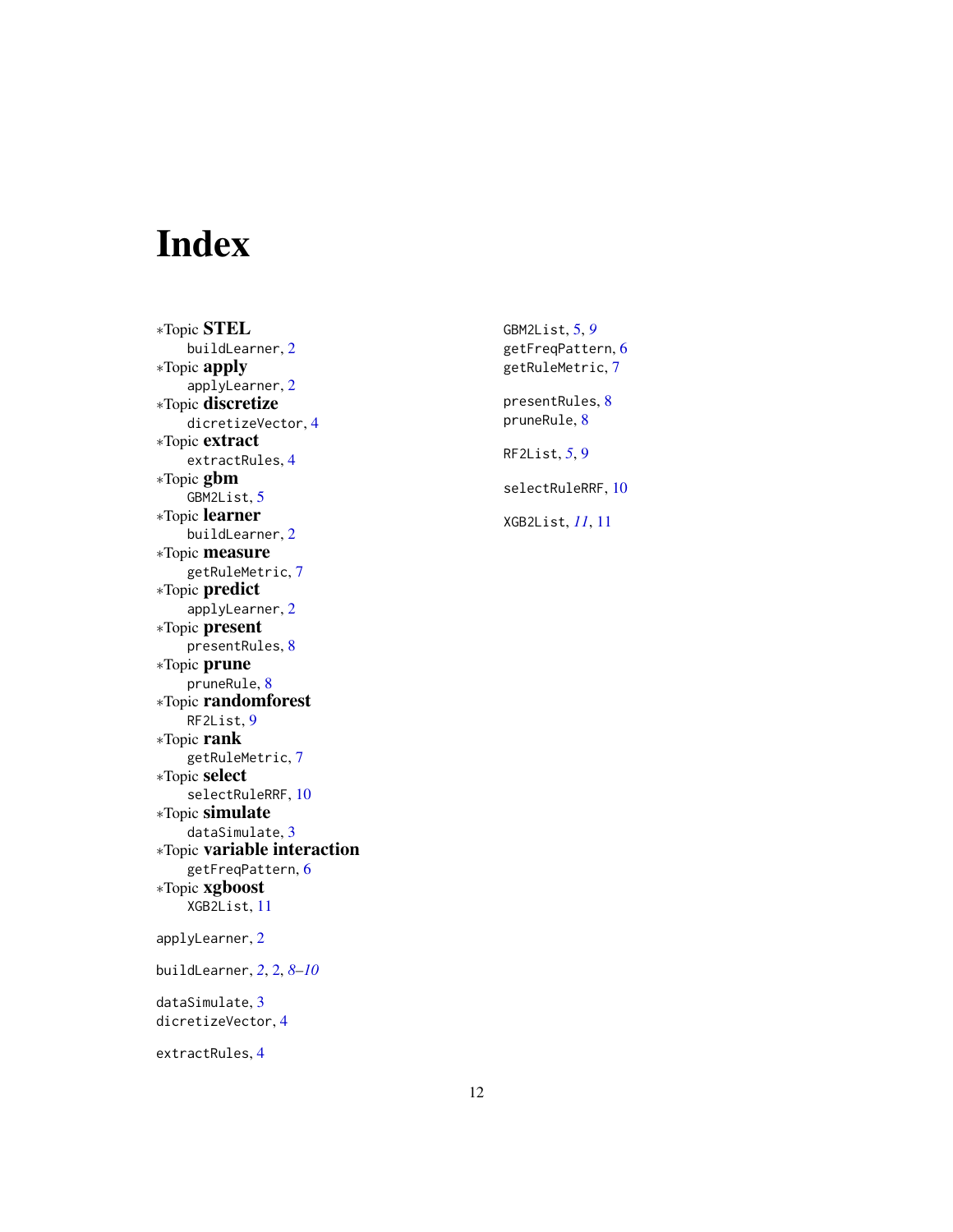# Index

∗Topic **STEL**
    buildLearner, 2
∗Topic **apply**
    applyLearner, 2
∗Topic **discretize**
    dicretizeVector, 4
∗Topic **extract**
    extractRules, 4
∗Topic **gbm**
    GBM2List, 5
∗Topic **learner**
    buildLearner, 2
∗Topic **measure**
    getRuleMetric, 7
∗Topic **predict**
    applyLearner, 2
∗Topic **present**
    presentRules, 8
∗Topic **prune**
    pruneRule, 8
∗Topic **randomforest**
    RF2List, 9
∗Topic **rank**
    getRuleMetric, 7
∗Topic **select**
    selectRuleRRF, 10
∗Topic **simulate**
    dataSimulate, 3
∗Topic **variable interaction**
    getFreqPattern, 6
∗Topic **xgboost**
    XGB2List, 11

applyLearner, 2

buildLearner, *2*, 2, *8–10*

dataSimulate, 3
dicretizeVector, 4

extractRules, 4

GBM2List, 5, *9*
getFreqPattern, 6
getRuleMetric, 7

presentRules, 8
pruneRule, 8

RF2List, *5*, 9

selectRuleRRF, 10

XGB2List, *11*, 11